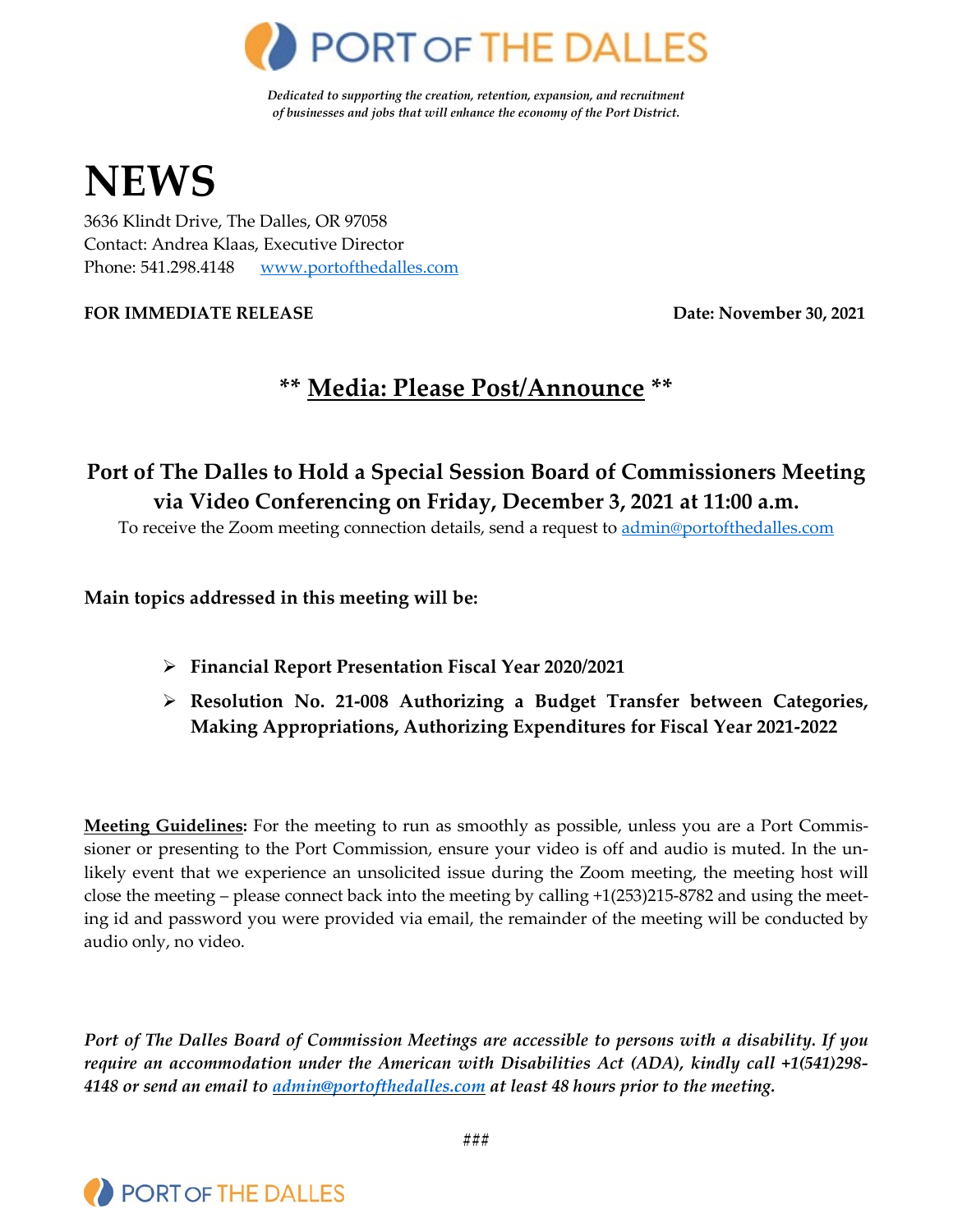# PORT OF THE DALLES

*Dedicated to supporting the creation, retention, expansion, and recruitment of businesses and jobs that will enhance the economy of the Port District.*

# NEWS

3636 Klindt Drive, The Dalles, OR 97058
Contact: Andrea Klaas, Executive Director
Phone: 541.298.4148 www.portofthedalles.com

**FOR IMMEDIATE RELEASE** **Date: November 30, 2021**

## ** Media: Please Post/Announce **

## Port of The Dalles to Hold a Special Session Board of Commissioners Meeting via Video Conferencing on Friday, December 3, 2021 at 11:00 a.m.

To receive the Zoom meeting connection details, send a request to admin@portofthedalles.com

**Main topics addressed in this meeting will be:**

- **Financial Report Presentation Fiscal Year 2020/2021**
- **Resolution No. 21-008 Authorizing a Budget Transfer between Categories, Making Appropriations, Authorizing Expenditures for Fiscal Year 2021-2022**

**Meeting Guidelines:** For the meeting to run as smoothly as possible, unless you are a Port Commissioner or presenting to the Port Commission, ensure your video is off and audio is muted. In the unlikely event that we experience an unsolicited issue during the Zoom meeting, the meeting host will close the meeting – please connect back into the meeting by calling +1(253)215-8782 and using the meeting id and password you were provided via email, the remainder of the meeting will be conducted by audio only, no video.

***Port of The Dalles Board of Commission Meetings are accessible to persons with a disability. If you require an accommodation under the American with Disabilities Act (ADA), kindly call +1(541)298-4148 or send an email to admin@portofthedalles.com at least 48 hours prior to the meeting.***

###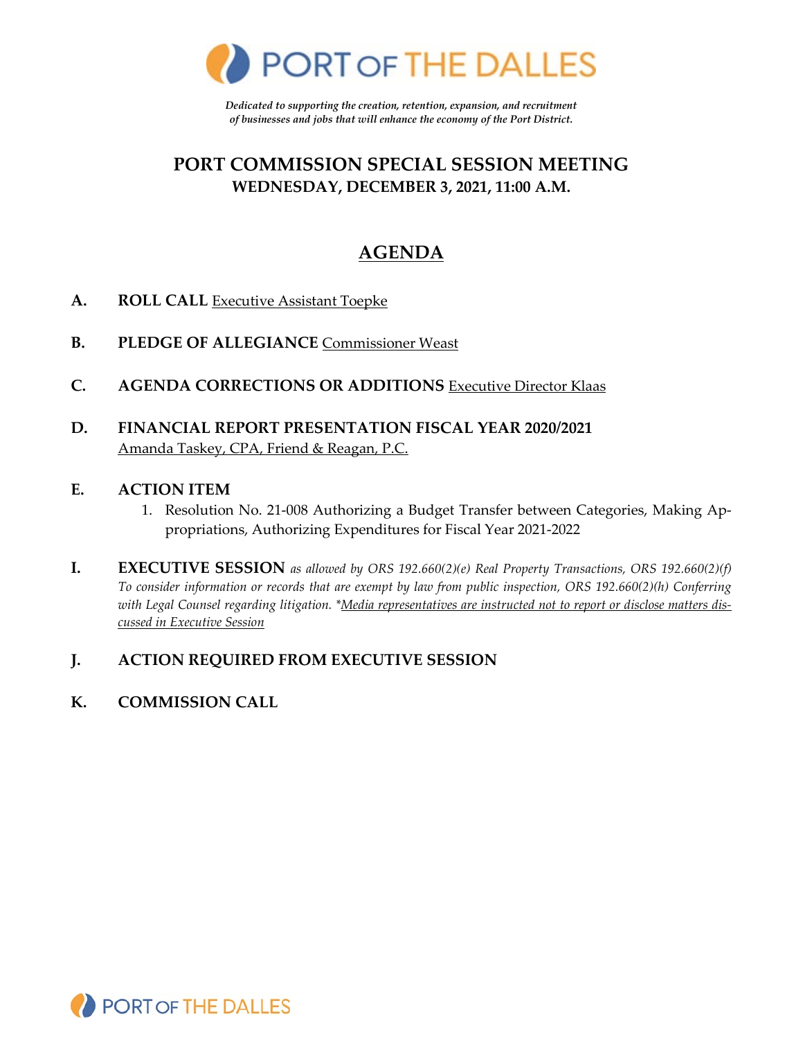# PORT OF THE DALLES

*Dedicated to supporting the creation, retention, expansion, and recruitment of businesses and jobs that will enhance the economy of the Port District.*

## PORT COMMISSION SPECIAL SESSION MEETING
### WEDNESDAY, DECEMBER 3, 2021, 11:00 A.M.

## AGENDA

**A. ROLL CALL** Executive Assistant Toepke

**B. PLEDGE OF ALLEGIANCE** Commissioner Weast

**C. AGENDA CORRECTIONS OR ADDITIONS** Executive Director Klaas

**D. FINANCIAL REPORT PRESENTATION FISCAL YEAR 2020/2021**
Amanda Taskey, CPA, Friend & Reagan, P.C.

**E. ACTION ITEM**

1. Resolution No. 21-008 Authorizing a Budget Transfer between Categories, Making Appropriations, Authorizing Expenditures for Fiscal Year 2021-2022

**I. EXECUTIVE SESSION** *as allowed by ORS 192.660(2)(e) Real Property Transactions, ORS 192.660(2)(f) To consider information or records that are exempt by law from public inspection, ORS 192.660(2)(h) Conferring with Legal Counsel regarding litigation. *Media representatives are instructed not to report or disclose matters discussed in Executive Session*

**J. ACTION REQUIRED FROM EXECUTIVE SESSION**

**K. COMMISSION CALL**